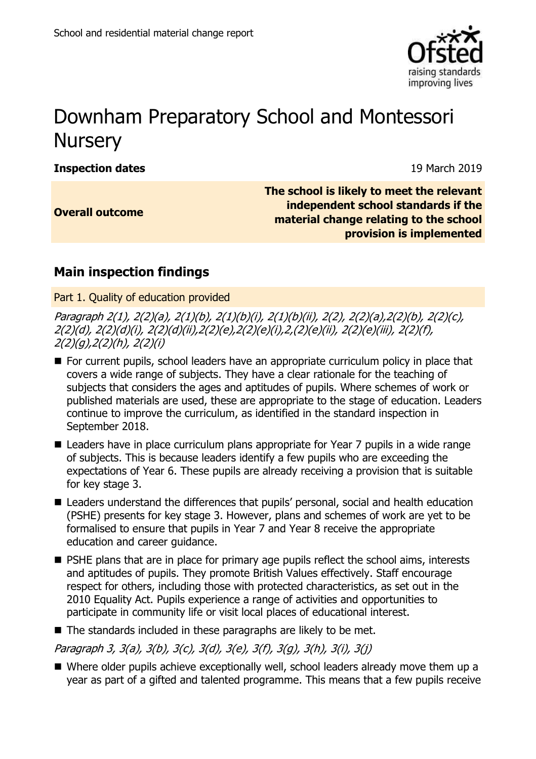# Downham Preparatory School and Montessori Nursery

| **Inspection dates** | 19 March 2019 |
| --- | --- |
| **Overall outcome** | **The school is likely to meet the relevant independent school standards if the material change relating to the school provision is implemented** |

## Main inspection findings

### Part 1. Quality of education provided

*Paragraph 2(1), 2(2)(a), 2(1)(b), 2(1)(b)(i), 2(1)(b)(ii), 2(2), 2(2)(a),2(2)(b), 2(2)(c), 2(2)(d), 2(2)(d)(i), 2(2)(d)(ii),2(2)(e),2(2)(e)(i),2,(2)(e)(ii), 2(2)(e)(iii), 2(2)(f), 2(2)(g),2(2)(h), 2(2)(i)*

- For current pupils, school leaders have an appropriate curriculum policy in place that covers a wide range of subjects. They have a clear rationale for the teaching of subjects that considers the ages and aptitudes of pupils. Where schemes of work or published materials are used, these are appropriate to the stage of education. Leaders continue to improve the curriculum, as identified in the standard inspection in September 2018.
- Leaders have in place curriculum plans appropriate for Year 7 pupils in a wide range of subjects. This is because leaders identify a few pupils who are exceeding the expectations of Year 6. These pupils are already receiving a provision that is suitable for key stage 3.
- Leaders understand the differences that pupils' personal, social and health education (PSHE) presents for key stage 3. However, plans and schemes of work are yet to be formalised to ensure that pupils in Year 7 and Year 8 receive the appropriate education and career guidance.
- PSHE plans that are in place for primary age pupils reflect the school aims, interests and aptitudes of pupils. They promote British Values effectively. Staff encourage respect for others, including those with protected characteristics, as set out in the 2010 Equality Act. Pupils experience a range of activities and opportunities to participate in community life or visit local places of educational interest.
- The standards included in these paragraphs are likely to be met.

*Paragraph 3, 3(a), 3(b), 3(c), 3(d), 3(e), 3(f), 3(g), 3(h), 3(i), 3(j)*

- Where older pupils achieve exceptionally well, school leaders already move them up a year as part of a gifted and talented programme. This means that a few pupils receive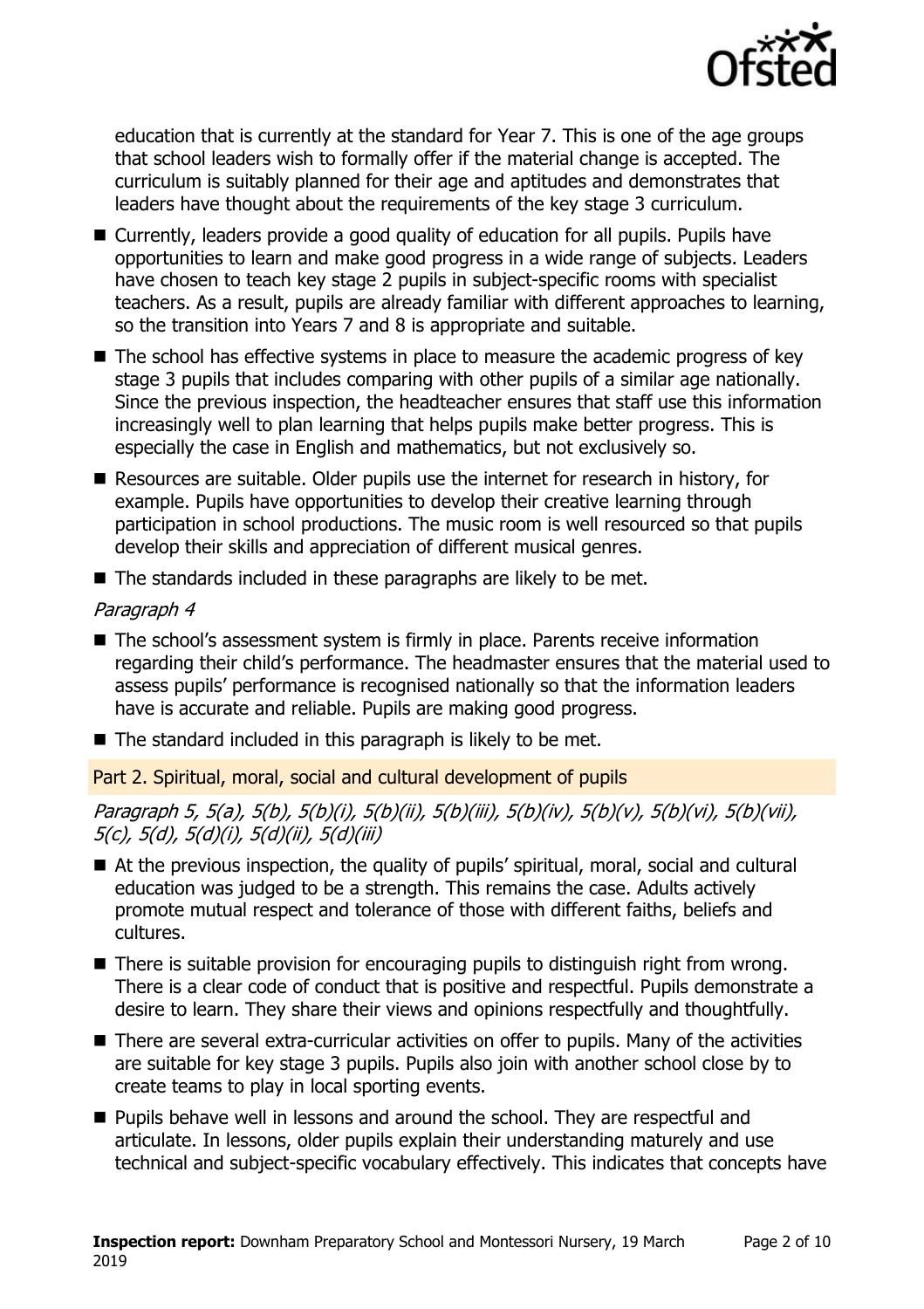education that is currently at the standard for Year 7. This is one of the age groups that school leaders wish to formally offer if the material change is accepted. The curriculum is suitably planned for their age and aptitudes and demonstrates that leaders have thought about the requirements of the key stage 3 curriculum.

- Currently, leaders provide a good quality of education for all pupils. Pupils have opportunities to learn and make good progress in a wide range of subjects. Leaders have chosen to teach key stage 2 pupils in subject-specific rooms with specialist teachers. As a result, pupils are already familiar with different approaches to learning, so the transition into Years 7 and 8 is appropriate and suitable.
- The school has effective systems in place to measure the academic progress of key stage 3 pupils that includes comparing with other pupils of a similar age nationally. Since the previous inspection, the headteacher ensures that staff use this information increasingly well to plan learning that helps pupils make better progress. This is especially the case in English and mathematics, but not exclusively so.
- Resources are suitable. Older pupils use the internet for research in history, for example. Pupils have opportunities to develop their creative learning through participation in school productions. The music room is well resourced so that pupils develop their skills and appreciation of different musical genres.
- The standards included in these paragraphs are likely to be met.

*Paragraph 4*

- The school's assessment system is firmly in place. Parents receive information regarding their child's performance. The headmaster ensures that the material used to assess pupils' performance is recognised nationally so that the information leaders have is accurate and reliable. Pupils are making good progress.
- The standard included in this paragraph is likely to be met.

## Part 2. Spiritual, moral, social and cultural development of pupils

*Paragraph 5, 5(a), 5(b), 5(b)(i), 5(b)(ii), 5(b)(iii), 5(b)(iv), 5(b)(v), 5(b)(vi), 5(b)(vii), 5(c), 5(d), 5(d)(i), 5(d)(ii), 5(d)(iii)*

- At the previous inspection, the quality of pupils' spiritual, moral, social and cultural education was judged to be a strength. This remains the case. Adults actively promote mutual respect and tolerance of those with different faiths, beliefs and cultures.
- There is suitable provision for encouraging pupils to distinguish right from wrong. There is a clear code of conduct that is positive and respectful. Pupils demonstrate a desire to learn. They share their views and opinions respectfully and thoughtfully.
- There are several extra-curricular activities on offer to pupils. Many of the activities are suitable for key stage 3 pupils. Pupils also join with another school close by to create teams to play in local sporting events.
- Pupils behave well in lessons and around the school. They are respectful and articulate. In lessons, older pupils explain their understanding maturely and use technical and subject-specific vocabulary effectively. This indicates that concepts have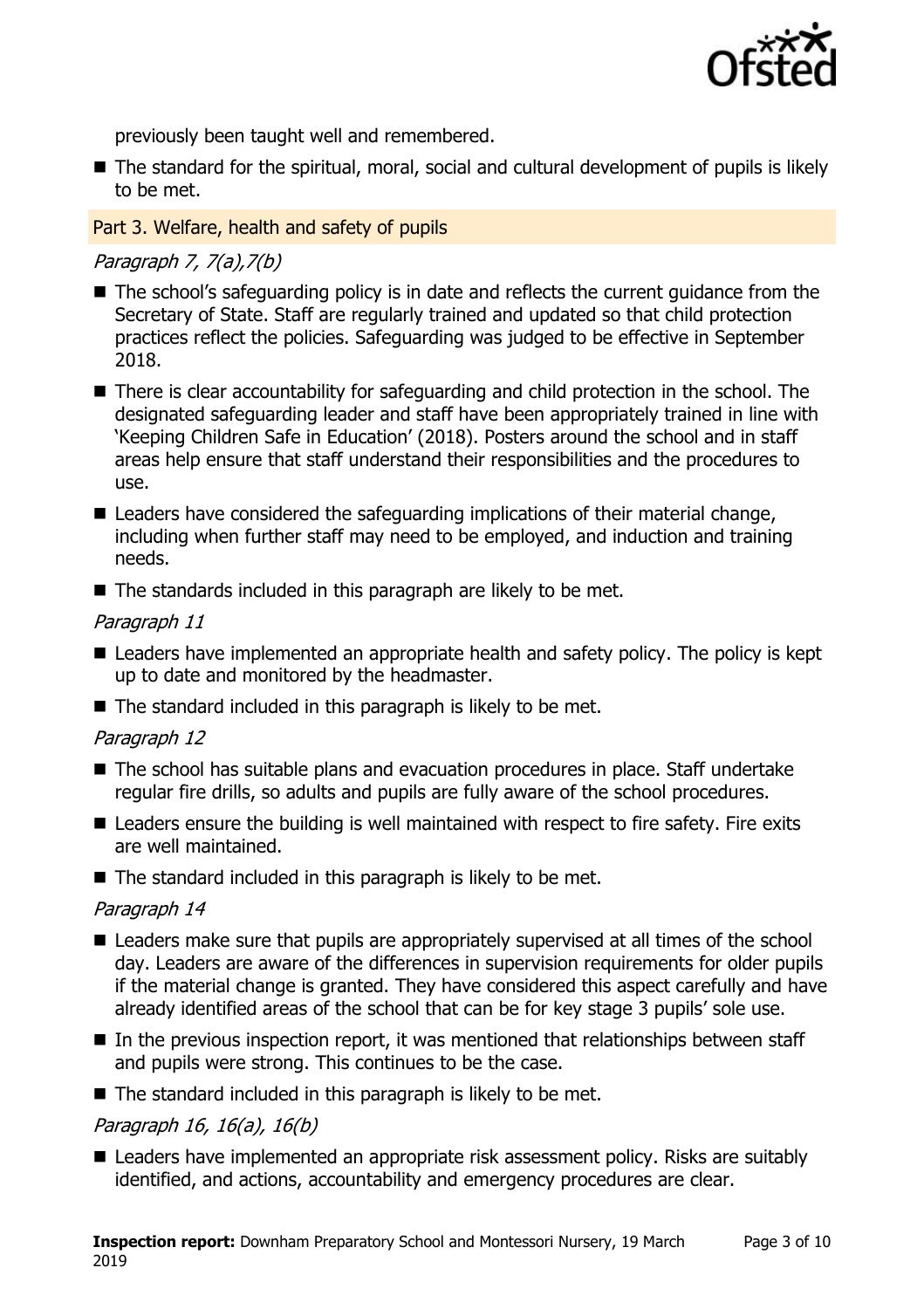previously been taught well and remembered.

- The standard for the spiritual, moral, social and cultural development of pupils is likely to be met.

## Part 3. Welfare, health and safety of pupils

*Paragraph 7, 7(a),7(b)*

- The school's safeguarding policy is in date and reflects the current guidance from the Secretary of State. Staff are regularly trained and updated so that child protection practices reflect the policies. Safeguarding was judged to be effective in September 2018.
- There is clear accountability for safeguarding and child protection in the school. The designated safeguarding leader and staff have been appropriately trained in line with 'Keeping Children Safe in Education' (2018). Posters around the school and in staff areas help ensure that staff understand their responsibilities and the procedures to use.
- Leaders have considered the safeguarding implications of their material change, including when further staff may need to be employed, and induction and training needs.
- The standards included in this paragraph are likely to be met.

*Paragraph 11*

- Leaders have implemented an appropriate health and safety policy. The policy is kept up to date and monitored by the headmaster.
- The standard included in this paragraph is likely to be met.

*Paragraph 12*

- The school has suitable plans and evacuation procedures in place. Staff undertake regular fire drills, so adults and pupils are fully aware of the school procedures.
- Leaders ensure the building is well maintained with respect to fire safety. Fire exits are well maintained.
- The standard included in this paragraph is likely to be met.

*Paragraph 14*

- Leaders make sure that pupils are appropriately supervised at all times of the school day. Leaders are aware of the differences in supervision requirements for older pupils if the material change is granted. They have considered this aspect carefully and have already identified areas of the school that can be for key stage 3 pupils' sole use.
- In the previous inspection report, it was mentioned that relationships between staff and pupils were strong. This continues to be the case.
- The standard included in this paragraph is likely to be met.

*Paragraph 16, 16(a), 16(b)*

- Leaders have implemented an appropriate risk assessment policy. Risks are suitably identified, and actions, accountability and emergency procedures are clear.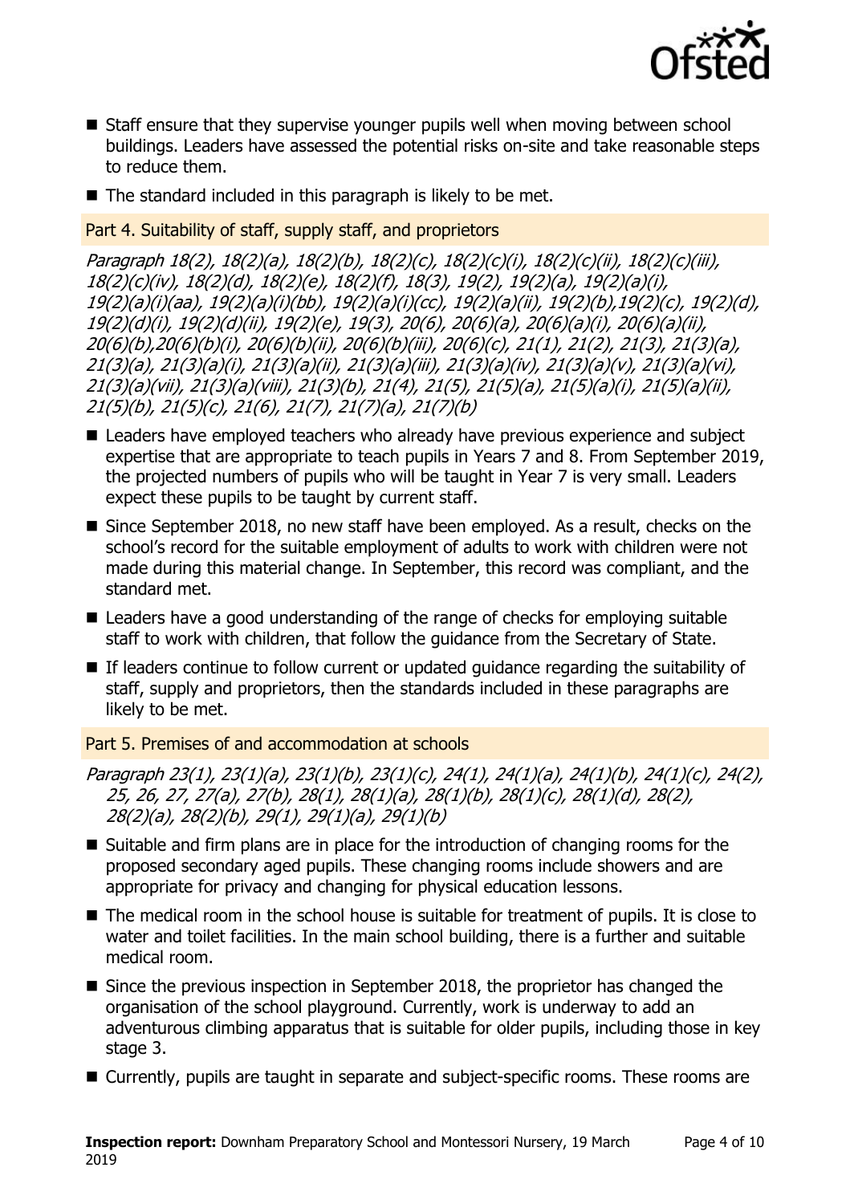- Staff ensure that they supervise younger pupils well when moving between school buildings. Leaders have assessed the potential risks on-site and take reasonable steps to reduce them.
- The standard included in this paragraph is likely to be met.

### Part 4. Suitability of staff, supply staff, and proprietors

*Paragraph 18(2), 18(2)(a), 18(2)(b), 18(2)(c), 18(2)(c)(i), 18(2)(c)(ii), 18(2)(c)(iii), 18(2)(c)(iv), 18(2)(d), 18(2)(e), 18(2)(f), 18(3), 19(2), 19(2)(a), 19(2)(a)(i), 19(2)(a)(i)(aa), 19(2)(a)(i)(bb), 19(2)(a)(i)(cc), 19(2)(a)(ii), 19(2)(b),19(2)(c), 19(2)(d), 19(2)(d)(i), 19(2)(d)(ii), 19(2)(e), 19(3), 20(6), 20(6)(a), 20(6)(a)(i), 20(6)(a)(ii), 20(6)(b),20(6)(b)(i), 20(6)(b)(ii), 20(6)(b)(iii), 20(6)(c), 21(1), 21(2), 21(3), 21(3)(a), 21(3)(a), 21(3)(a)(i), 21(3)(a)(ii), 21(3)(a)(iii), 21(3)(a)(iv), 21(3)(a)(v), 21(3)(a)(vi), 21(3)(a)(vii), 21(3)(a)(viii), 21(3)(b), 21(4), 21(5), 21(5)(a), 21(5)(a)(i), 21(5)(a)(ii), 21(5)(b), 21(5)(c), 21(6), 21(7), 21(7)(a), 21(7)(b)*

- Leaders have employed teachers who already have previous experience and subject expertise that are appropriate to teach pupils in Years 7 and 8. From September 2019, the projected numbers of pupils who will be taught in Year 7 is very small. Leaders expect these pupils to be taught by current staff.
- Since September 2018, no new staff have been employed. As a result, checks on the school's record for the suitable employment of adults to work with children were not made during this material change. In September, this record was compliant, and the standard met.
- Leaders have a good understanding of the range of checks for employing suitable staff to work with children, that follow the guidance from the Secretary of State.
- If leaders continue to follow current or updated guidance regarding the suitability of staff, supply and proprietors, then the standards included in these paragraphs are likely to be met.

### Part 5. Premises of and accommodation at schools

*Paragraph 23(1), 23(1)(a), 23(1)(b), 23(1)(c), 24(1), 24(1)(a), 24(1)(b), 24(1)(c), 24(2), 25, 26, 27, 27(a), 27(b), 28(1), 28(1)(a), 28(1)(b), 28(1)(c), 28(1)(d), 28(2), 28(2)(a), 28(2)(b), 29(1), 29(1)(a), 29(1)(b)*

- Suitable and firm plans are in place for the introduction of changing rooms for the proposed secondary aged pupils. These changing rooms include showers and are appropriate for privacy and changing for physical education lessons.
- The medical room in the school house is suitable for treatment of pupils. It is close to water and toilet facilities. In the main school building, there is a further and suitable medical room.
- Since the previous inspection in September 2018, the proprietor has changed the organisation of the school playground. Currently, work is underway to add an adventurous climbing apparatus that is suitable for older pupils, including those in key stage 3.
- Currently, pupils are taught in separate and subject-specific rooms. These rooms are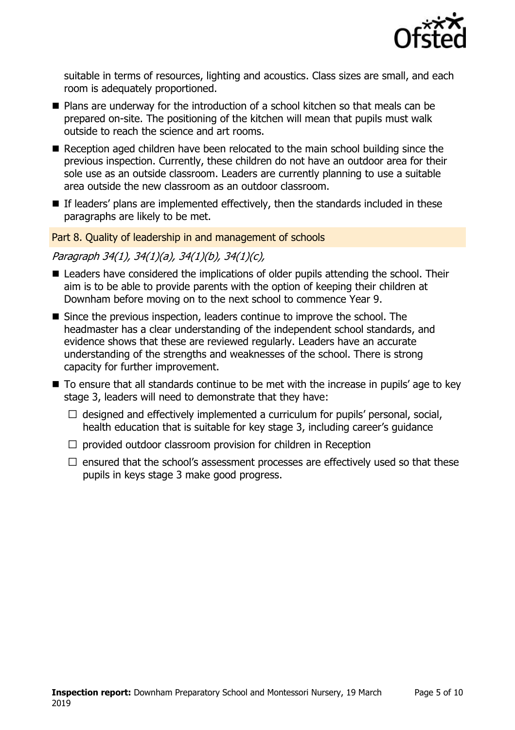suitable in terms of resources, lighting and acoustics. Class sizes are small, and each room is adequately proportioned.

- Plans are underway for the introduction of a school kitchen so that meals can be prepared on-site. The positioning of the kitchen will mean that pupils must walk outside to reach the science and art rooms.
- Reception aged children have been relocated to the main school building since the previous inspection. Currently, these children do not have an outdoor area for their sole use as an outside classroom. Leaders are currently planning to use a suitable area outside the new classroom as an outdoor classroom.
- If leaders' plans are implemented effectively, then the standards included in these paragraphs are likely to be met.

### Part 8. Quality of leadership in and management of schools

*Paragraph 34(1), 34(1)(a), 34(1)(b), 34(1)(c),*

- Leaders have considered the implications of older pupils attending the school. Their aim is to be able to provide parents with the option of keeping their children at Downham before moving on to the next school to commence Year 9.
- Since the previous inspection, leaders continue to improve the school. The headmaster has a clear understanding of the independent school standards, and evidence shows that these are reviewed regularly. Leaders have an accurate understanding of the strengths and weaknesses of the school. There is strong capacity for further improvement.
- To ensure that all standards continue to be met with the increase in pupils' age to key stage 3, leaders will need to demonstrate that they have:
  - designed and effectively implemented a curriculum for pupils' personal, social, health education that is suitable for key stage 3, including career's guidance
  - provided outdoor classroom provision for children in Reception
  - ensured that the school's assessment processes are effectively used so that these pupils in keys stage 3 make good progress.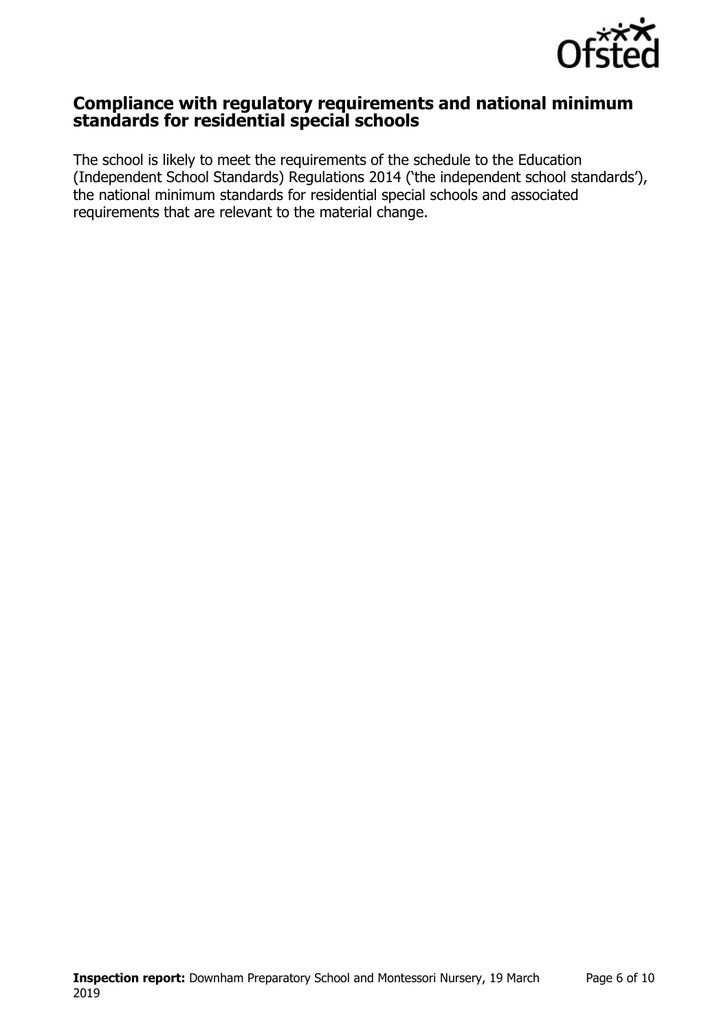## Compliance with regulatory requirements and national minimum standards for residential special schools

The school is likely to meet the requirements of the schedule to the Education (Independent School Standards) Regulations 2014 ('the independent school standards'), the national minimum standards for residential special schools and associated requirements that are relevant to the material change.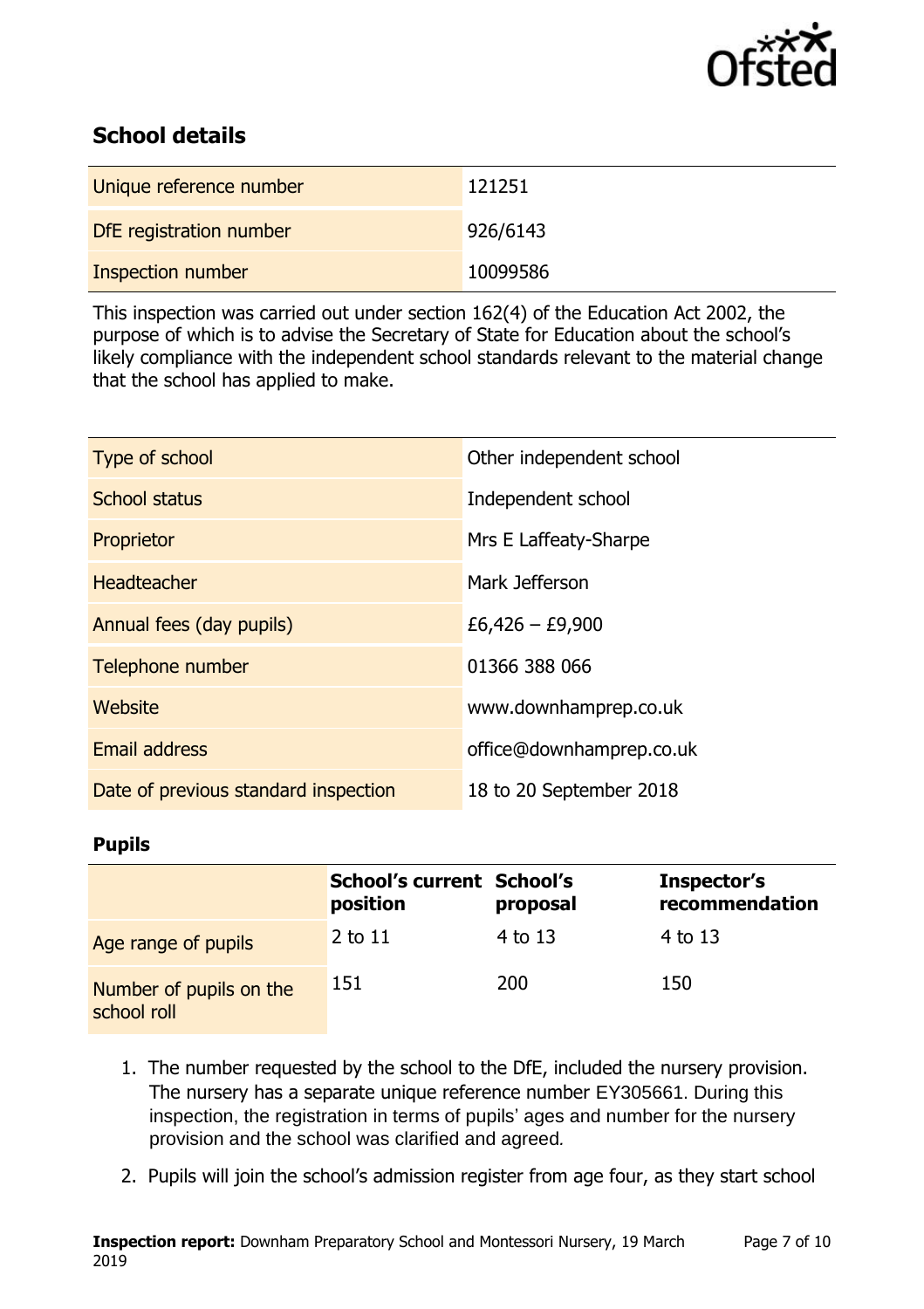## School details

| | |
|---|---|
| Unique reference number | 121251 |
| DfE registration number | 926/6143 |
| Inspection number | 10099586 |

This inspection was carried out under section 162(4) of the Education Act 2002, the purpose of which is to advise the Secretary of State for Education about the school's likely compliance with the independent school standards relevant to the material change that the school has applied to make.

| | |
|---|---|
| Type of school | Other independent school |
| School status | Independent school |
| Proprietor | Mrs E Laffeaty-Sharpe |
| Headteacher | Mark Jefferson |
| Annual fees (day pupils) | £6,426 – £9,900 |
| Telephone number | 01366 388 066 |
| Website | www.downhamprep.co.uk |
| Email address | office@downhamprep.co.uk |
| Date of previous standard inspection | 18 to 20 September 2018 |

### Pupils

| | School's current position | School's proposal | Inspector's recommendation |
|---|---|---|---|
| Age range of pupils | 2 to 11 | 4 to 13 | 4 to 13 |
| Number of pupils on the school roll | 151 | 200 | 150 |

1. The number requested by the school to the DfE, included the nursery provision. The nursery has a separate unique reference number EY305661. During this inspection, the registration in terms of pupils' ages and number for the nursery provision and the school was clarified and agreed.
2. Pupils will join the school's admission register from age four, as they start school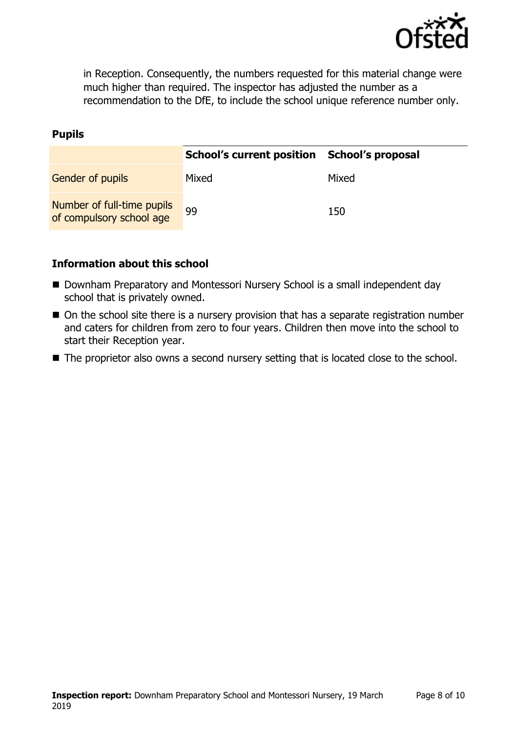in Reception. Consequently, the numbers requested for this material change were much higher than required. The inspector has adjusted the number as a recommendation to the DfE, to include the school unique reference number only.

### Pupils

| | School's current position | School's proposal |
|---|---|---|
| Gender of pupils | Mixed | Mixed |
| Number of full-time pupils of compulsory school age | 99 | 150 |

### Information about this school

- Downham Preparatory and Montessori Nursery School is a small independent day school that is privately owned.
- On the school site there is a nursery provision that has a separate registration number and caters for children from zero to four years. Children then move into the school to start their Reception year.
- The proprietor also owns a second nursery setting that is located close to the school.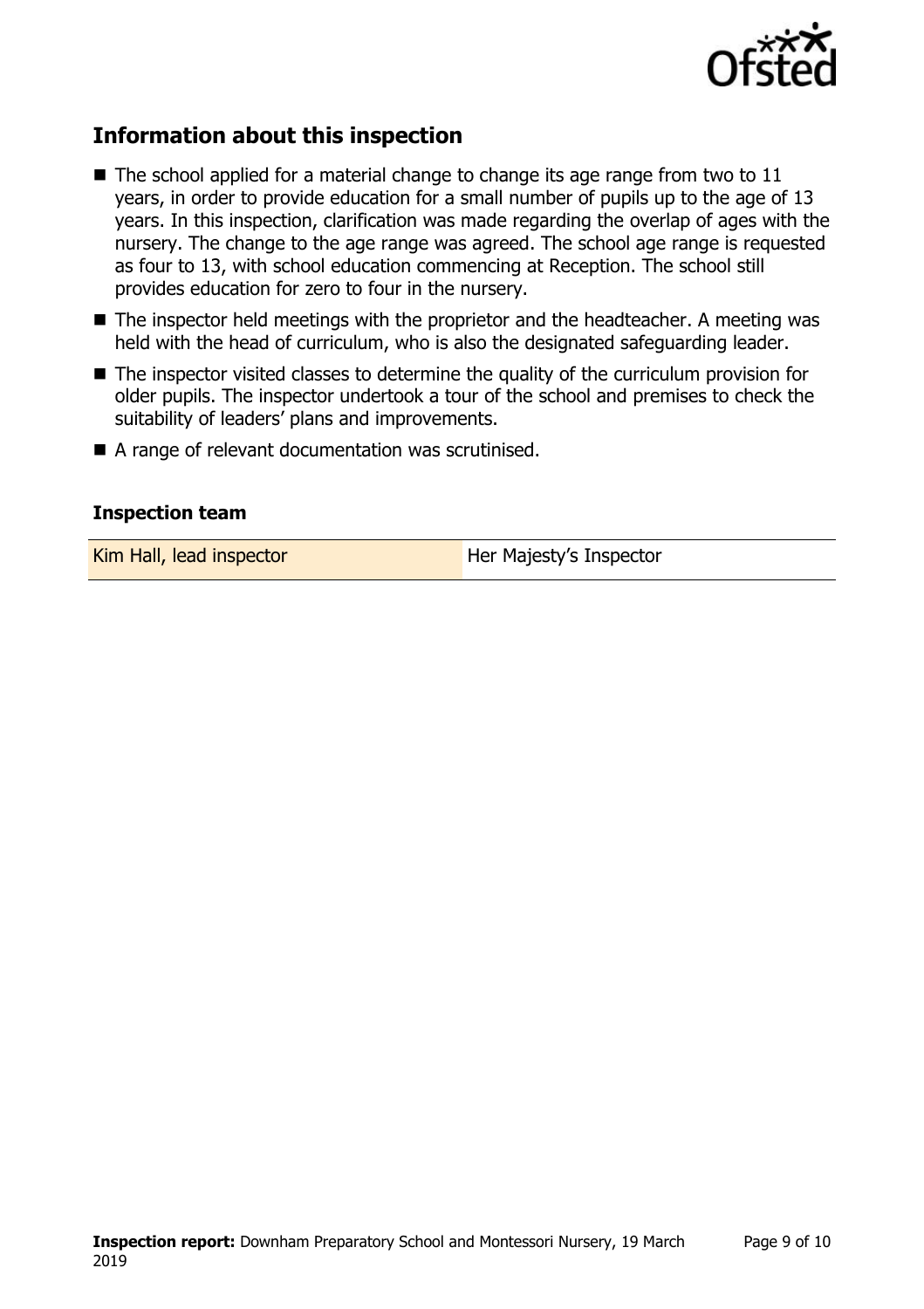## Information about this inspection

- The school applied for a material change to change its age range from two to 11 years, in order to provide education for a small number of pupils up to the age of 13 years. In this inspection, clarification was made regarding the overlap of ages with the nursery. The change to the age range was agreed. The school age range is requested as four to 13, with school education commencing at Reception. The school still provides education for zero to four in the nursery.
- The inspector held meetings with the proprietor and the headteacher. A meeting was held with the head of curriculum, who is also the designated safeguarding leader.
- The inspector visited classes to determine the quality of the curriculum provision for older pupils. The inspector undertook a tour of the school and premises to check the suitability of leaders' plans and improvements.
- A range of relevant documentation was scrutinised.

### Inspection team

| | |
|---|---|
| Kim Hall, lead inspector | Her Majesty's Inspector |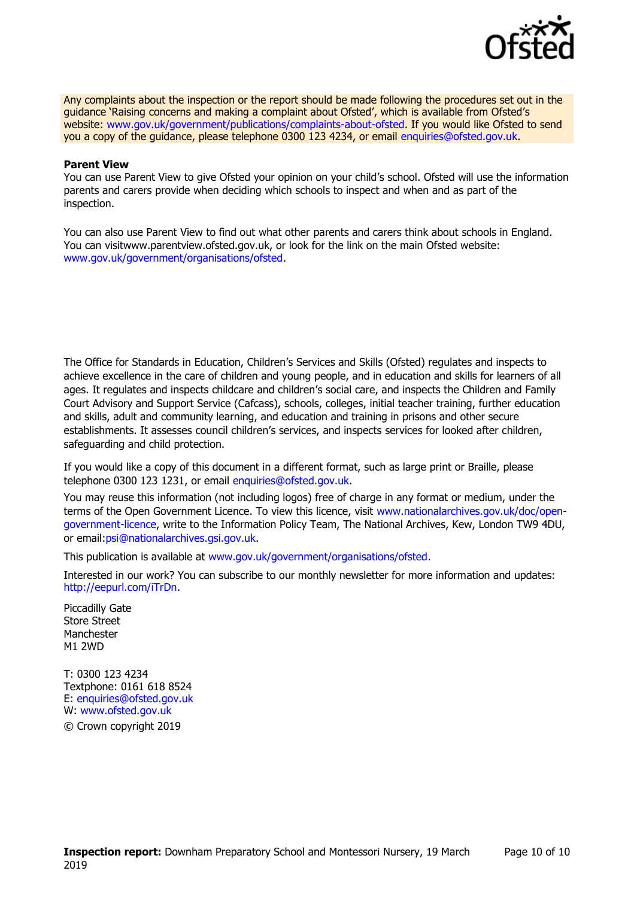Any complaints about the inspection or the report should be made following the procedures set out in the guidance 'Raising concerns and making a complaint about Ofsted', which is available from Ofsted's website: www.gov.uk/government/publications/complaints-about-ofsted. If you would like Ofsted to send you a copy of the guidance, please telephone 0300 123 4234, or email enquiries@ofsted.gov.uk.

**Parent View**

You can use Parent View to give Ofsted your opinion on your child's school. Ofsted will use the information parents and carers provide when deciding which schools to inspect and when and as part of the inspection.

You can also use Parent View to find out what other parents and carers think about schools in England. You can visitwww.parentview.ofsted.gov.uk, or look for the link on the main Ofsted website: www.gov.uk/government/organisations/ofsted.

The Office for Standards in Education, Children's Services and Skills (Ofsted) regulates and inspects to achieve excellence in the care of children and young people, and in education and skills for learners of all ages. It regulates and inspects childcare and children's social care, and inspects the Children and Family Court Advisory and Support Service (Cafcass), schools, colleges, initial teacher training, further education and skills, adult and community learning, and education and training in prisons and other secure establishments. It assesses council children's services, and inspects services for looked after children, safeguarding and child protection.

If you would like a copy of this document in a different format, such as large print or Braille, please telephone 0300 123 1231, or email enquiries@ofsted.gov.uk.

You may reuse this information (not including logos) free of charge in any format or medium, under the terms of the Open Government Licence. To view this licence, visit www.nationalarchives.gov.uk/doc/open-government-licence, write to the Information Policy Team, The National Archives, Kew, London TW9 4DU, or email:psi@nationalarchives.gsi.gov.uk.

This publication is available at www.gov.uk/government/organisations/ofsted.

Interested in our work? You can subscribe to our monthly newsletter for more information and updates: http://eepurl.com/iTrDn.

Piccadilly Gate
Store Street
Manchester
M1 2WD

T: 0300 123 4234
Textphone: 0161 618 8524
E: enquiries@ofsted.gov.uk
W: www.ofsted.gov.uk

© Crown copyright 2019